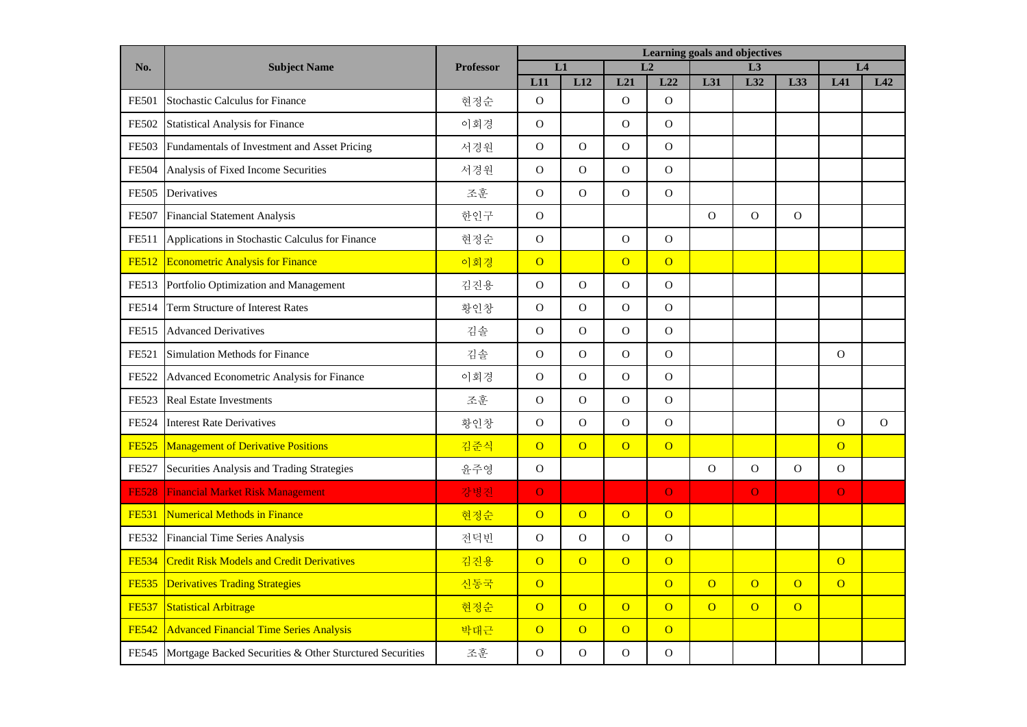| No. | Subject Name | Professor | Learning goals and objectives | | | | | | | | |
|---|---|---|---|---|---|---|---|---|---|---|---|
| | | | L1 | | L2 | | L3 | | | L4 | |
| | | | L11 | L12 | L21 | L22 | L31 | L32 | L33 | L41 | L42 |
| FE501 | Stochastic Calculus for Finance | 현정순 | O | | O | O | | | | | |
| FE502 | Statistical Analysis for Finance | 이회경 | O | | O | O | | | | | |
| FE503 | Fundamentals of Investment and Asset Pricing | 서경원 | O | O | O | O | | | | | |
| FE504 | Analysis of Fixed Income Securities | 서경원 | O | O | O | O | | | | | |
| FE505 | Derivatives | 조훈 | O | O | O | O | | | | | |
| FE507 | Financial Statement Analysis | 한인구 | O | | | | O | O | O | | |
| FE511 | Applications in Stochastic Calculus for Finance | 현정순 | O | | O | O | | | | | |
| FE512 | Econometric Analysis for Finance | 이회경 | O | | O | O | | | | | |
| FE513 | Portfolio Optimization and Management | 김진용 | O | O | O | O | | | | | |
| FE514 | Term Structure of Interest Rates | 황인창 | O | O | O | O | | | | | |
| FE515 | Advanced Derivatives | 김솔 | O | O | O | O | | | | | |
| FE521 | Simulation Methods for Finance | 김솔 | O | O | O | O | | | | O | |
| FE522 | Advanced Econometric Analysis for Finance | 이회경 | O | O | O | O | | | | | |
| FE523 | Real Estate Investments | 조훈 | O | O | O | O | | | | | |
| FE524 | Interest Rate Derivatives | 황인창 | O | O | O | O | | | | O | O |
| FE525 | Management of Derivative Positions | 김준식 | O | O | O | O | | | | O | |
| FE527 | Securities Analysis and Trading Strategies | 윤주영 | O | | | | O | O | O | O | |
| FE528 | Financial Market Risk Management | 강병진 | O | | | O | | O | | O | |
| FE531 | Numerical Methods in Finance | 현정순 | O | O | O | O | | | | | |
| FE532 | Financial Time Series Analysis | 전덕빈 | O | O | O | O | | | | | |
| FE534 | Credit Risk Models and Credit Derivatives | 김진용 | O | O | O | O | | | | O | |
| FE535 | Derivatives Trading Strategies | 신동국 | O | | | O | O | O | O | O | |
| FE537 | Statistical Arbitrage | 현정순 | O | O | O | O | O | O | O | | |
| FE542 | Advanced Financial Time Series Analysis | 박대근 | O | O | O | O | | | | | |
| FE545 | Mortgage Backed Securities & Other Sturctured Securities | 조훈 | O | O | O | O | | | | | |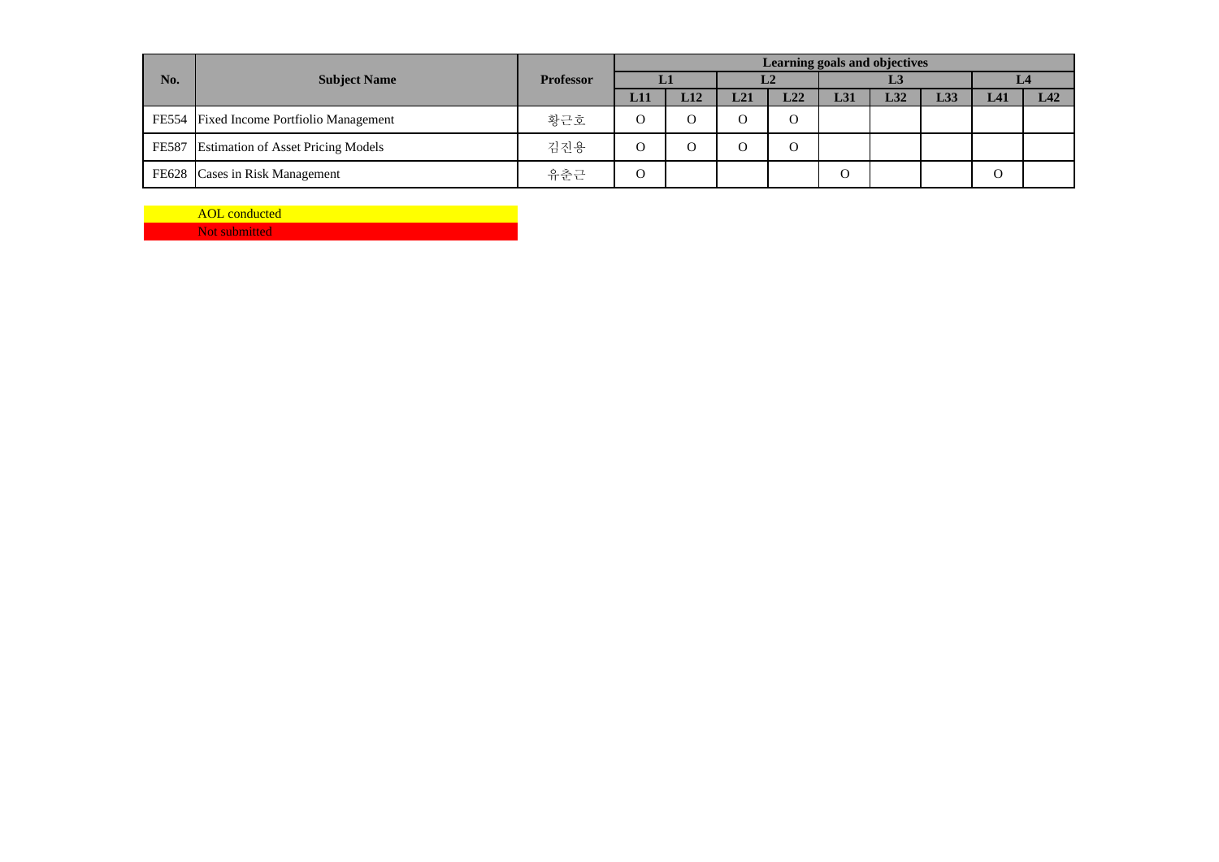| No. | Subject Name | Professor | Learning goals and objectives | | | | | | | | |
|---|---|---|---|---|---|---|---|---|---|---|---|
| | | | L1 | | L2 | | L3 | | | L4 | |
| | | | L11 | L12 | L21 | L22 | L31 | L32 | L33 | L41 | L42 |
| FE554 | Fixed Income Portfiolio Management | 황근호 | O | O | O | O | | | | | |
| FE587 | Estimation of Asset Pricing Models | 김진용 | O | O | O | O | | | | | |
| FE628 | Cases in Risk Management | 유춘근 | O | | | | O | | | O | |

AOL conducted

Not submitted